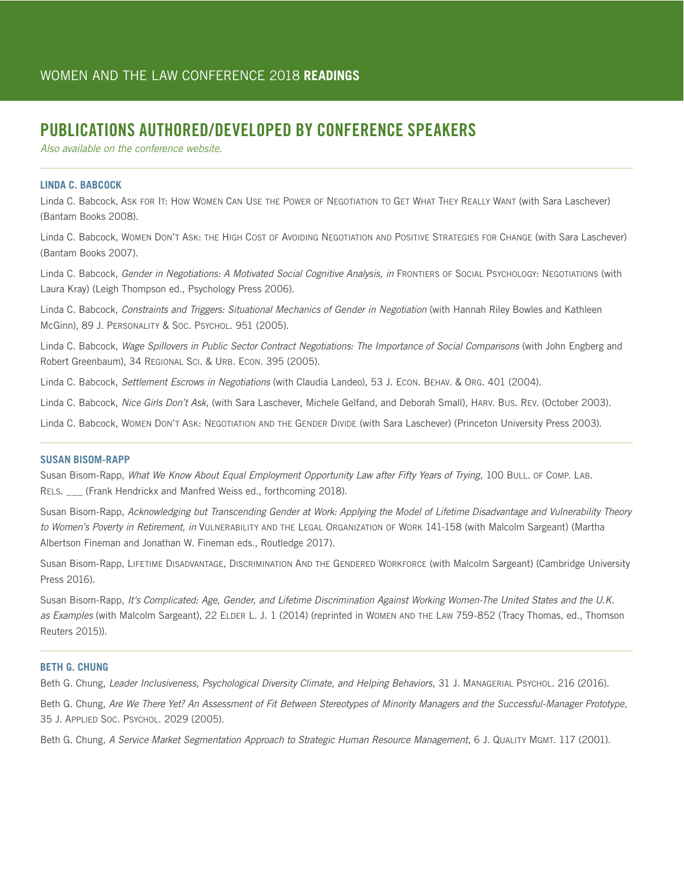# WOMEN AND THE LAW CONFERENCE 2018 **READINGS**

## PUBLICATIONS AUTHORED/DEVELOPED BY CONFERENCE SPEAKERS

*Also available on the conference website.*

### LINDA C. BABCOCK

Linda C. Babcock, Ask for It: How Women Can Use the Power of Negotiation to Get What They Really Want (with Sara Laschever) (Bantam Books 2008).

Linda C. Babcock, Women Don't Ask: the High Cost of Avoiding Negotiation and Positive Strategies for Change (with Sara Laschever) (Bantam Books 2007).

Linda C. Babcock, *Gender in Negotiations: A Motivated Social Cognitive Analysis, in* Frontiers of Social Psychology: Negotiations (with Laura Kray) (Leigh Thompson ed., Psychology Press 2006).

Linda C. Babcock, *Constraints and Triggers: Situational Mechanics of Gender in Negotiation* (with Hannah Riley Bowles and Kathleen McGinn), 89 J. Personality & Soc. Psychol. 951 (2005).

Linda C. Babcock, *Wage Spillovers in Public Sector Contract Negotiations: The Importance of Social Comparisons* (with John Engberg and Robert Greenbaum), 34 Regional Sci. & Urb. Econ. 395 (2005).

Linda C. Babcock, *Settlement Escrows in Negotiations* (with Claudia Landeo), 53 J. Econ. Behav. & Org. 401 (2004).

Linda C. Babcock, *Nice Girls Don't Ask*, (with Sara Laschever, Michele Gelfand, and Deborah Small), Harv. Bus. Rev. (October 2003).

Linda C. Babcock, Women Don't Ask: Negotiation and the Gender Divide (with Sara Laschever) (Princeton University Press 2003).

### SUSAN BISOM-RAPP

Susan Bisom-Rapp, *What We Know About Equal Employment Opportunity Law after Fifty Years of Trying*, 100 Bull. of Comp. Lab. Rels. ___ (Frank Hendrickx and Manfred Weiss ed., forthcoming 2018).

Susan Bisom-Rapp, *Acknowledging but Transcending Gender at Work: Applying the Model of Lifetime Disadvantage and Vulnerability Theory to Women's Poverty in Retirement, in* Vulnerability and the Legal Organization of Work 141-158 (with Malcolm Sargeant) (Martha Albertson Fineman and Jonathan W. Fineman eds., Routledge 2017).

Susan Bisom-Rapp, Lifetime Disadvantage, Discrimination And the Gendered Workforce (with Malcolm Sargeant) (Cambridge University Press 2016).

Susan Bisom-Rapp, *It's Complicated: Age, Gender, and Lifetime Discrimination Against Working Women-The United States and the U.K. as Examples* (with Malcolm Sargeant), 22 Elder L. J. 1 (2014) (reprinted in Women and the Law 759-852 (Tracy Thomas, ed., Thomson Reuters 2015)).

### BETH G. CHUNG

Beth G. Chung, *Leader Inclusiveness, Psychological Diversity Climate, and Helping Behaviors*, 31 J. Managerial Psychol. 216 (2016).

Beth G. Chung, *Are We There Yet? An Assessment of Fit Between Stereotypes of Minority Managers and the Successful-Manager Prototype*, 35 J. Applied Soc. Psychol. 2029 (2005).

Beth G. Chung, *A Service Market Segmentation Approach to Strategic Human Resource Management*, 6 J. Quality Mgmt. 117 (2001).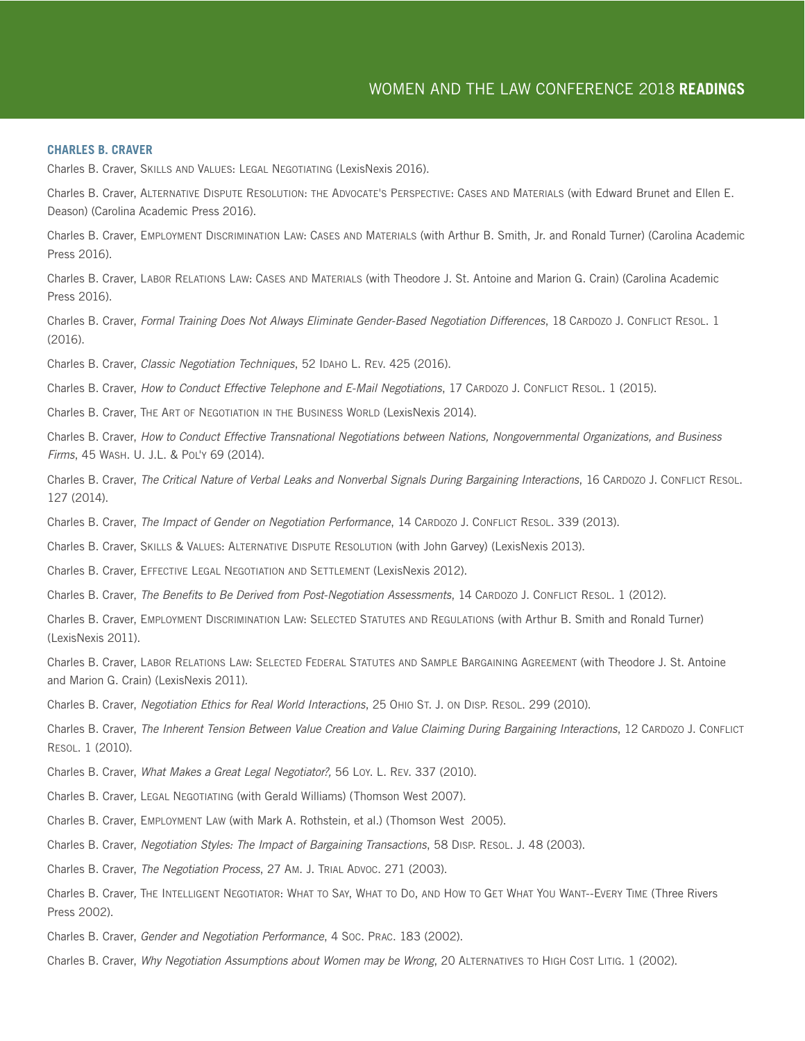## CHARLES B. CRAVER

Charles B. Craver, SKILLS AND VALUES: LEGAL NEGOTIATING (LexisNexis 2016).

Charles B. Craver, ALTERNATIVE DISPUTE RESOLUTION: THE ADVOCATE'S PERSPECTIVE: CASES AND MATERIALS (with Edward Brunet and Ellen E. Deason) (Carolina Academic Press 2016).

Charles B. Craver, EMPLOYMENT DISCRIMINATION LAW: CASES AND MATERIALS (with Arthur B. Smith, Jr. and Ronald Turner) (Carolina Academic Press 2016).

Charles B. Craver, LABOR RELATIONS LAW: CASES AND MATERIALS (with Theodore J. St. Antoine and Marion G. Crain) (Carolina Academic Press 2016).

Charles B. Craver, *Formal Training Does Not Always Eliminate Gender-Based Negotiation Differences*, 18 CARDOZO J. CONFLICT RESOL. 1 (2016).

Charles B. Craver, *Classic Negotiation Techniques*, 52 IDAHO L. REV. 425 (2016).

Charles B. Craver, *How to Conduct Effective Telephone and E-Mail Negotiations*, 17 CARDOZO J. CONFLICT RESOL. 1 (2015).

Charles B. Craver, THE ART OF NEGOTIATION IN THE BUSINESS WORLD (LexisNexis 2014).

Charles B. Craver, *How to Conduct Effective Transnational Negotiations between Nations, Nongovernmental Organizations, and Business Firms*, 45 WASH. U. J.L. & POL'Y 69 (2014).

Charles B. Craver, *The Critical Nature of Verbal Leaks and Nonverbal Signals During Bargaining Interactions*, 16 CARDOZO J. CONFLICT RESOL. 127 (2014).

Charles B. Craver, *The Impact of Gender on Negotiation Performance*, 14 CARDOZO J. CONFLICT RESOL. 339 (2013).

Charles B. Craver, SKILLS & VALUES: ALTERNATIVE DISPUTE RESOLUTION (with John Garvey) (LexisNexis 2013).

Charles B. Craver, EFFECTIVE LEGAL NEGOTIATION AND SETTLEMENT (LexisNexis 2012).

Charles B. Craver, *The Benefits to Be Derived from Post-Negotiation Assessments*, 14 CARDOZO J. CONFLICT RESOL. 1 (2012).

Charles B. Craver, EMPLOYMENT DISCRIMINATION LAW: SELECTED STATUTES AND REGULATIONS (with Arthur B. Smith and Ronald Turner) (LexisNexis 2011).

Charles B. Craver, LABOR RELATIONS LAW: SELECTED FEDERAL STATUTES AND SAMPLE BARGAINING AGREEMENT (with Theodore J. St. Antoine and Marion G. Crain) (LexisNexis 2011).

Charles B. Craver, *Negotiation Ethics for Real World Interactions*, 25 OHIO ST. J. ON DISP. RESOL. 299 (2010).

Charles B. Craver, *The Inherent Tension Between Value Creation and Value Claiming During Bargaining Interactions*, 12 CARDOZO J. CONFLICT RESOL. 1 (2010).

Charles B. Craver, *What Makes a Great Legal Negotiator?*, 56 LOY. L. REV. 337 (2010).

Charles B. Craver, LEGAL NEGOTIATING (with Gerald Williams) (Thomson West 2007).

Charles B. Craver, EMPLOYMENT LAW (with Mark A. Rothstein, et al.) (Thomson West 2005).

Charles B. Craver, *Negotiation Styles: The Impact of Bargaining Transactions*, 58 DISP. RESOL. J. 48 (2003).

Charles B. Craver, *The Negotiation Process*, 27 AM. J. TRIAL ADVOC. 271 (2003).

Charles B. Craver, THE INTELLIGENT NEGOTIATOR: WHAT TO SAY, WHAT TO DO, AND HOW TO GET WHAT YOU WANT--EVERY TIME (Three Rivers Press 2002).

Charles B. Craver, *Gender and Negotiation Performance*, 4 SOC. PRAC. 183 (2002).

Charles B. Craver, *Why Negotiation Assumptions about Women may be Wrong*, 20 ALTERNATIVES TO HIGH COST LITIG. 1 (2002).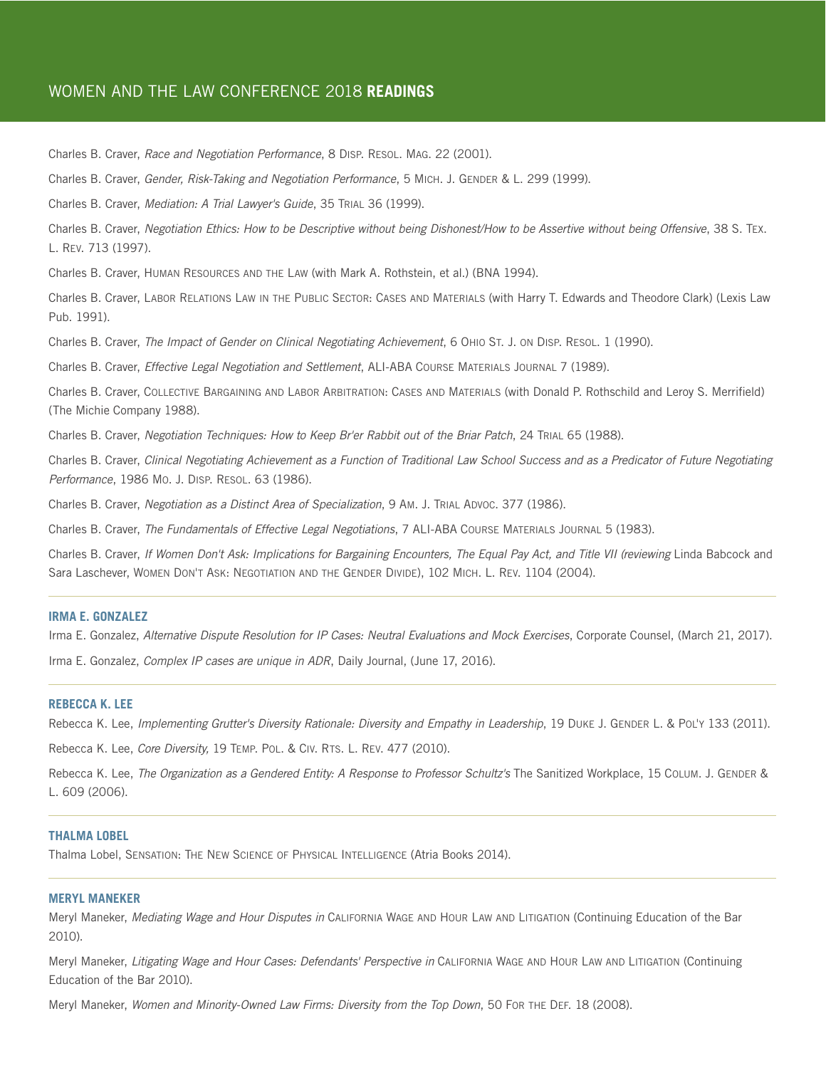Charles B. Craver, *Race and Negotiation Performance*, 8 Disp. Resol. Mag. 22 (2001).

Charles B. Craver, *Gender, Risk-Taking and Negotiation Performance*, 5 Mich. J. Gender & L. 299 (1999).

Charles B. Craver, *Mediation: A Trial Lawyer's Guide*, 35 Trial 36 (1999).

Charles B. Craver, *Negotiation Ethics: How to be Descriptive without being Dishonest/How to be Assertive without being Offensive*, 38 S. Tex. L. Rev. 713 (1997).

Charles B. Craver, Human Resources and the Law (with Mark A. Rothstein, et al.) (BNA 1994).

Charles B. Craver, Labor Relations Law in the Public Sector: Cases and Materials (with Harry T. Edwards and Theodore Clark) (Lexis Law Pub. 1991).

Charles B. Craver, *The Impact of Gender on Clinical Negotiating Achievement*, 6 Ohio St. J. on Disp. Resol. 1 (1990).

Charles B. Craver, *Effective Legal Negotiation and Settlement*, ALI-ABA Course Materials Journal 7 (1989).

Charles B. Craver, Collective Bargaining and Labor Arbitration: Cases and Materials (with Donald P. Rothschild and Leroy S. Merrifield) (The Michie Company 1988).

Charles B. Craver, *Negotiation Techniques: How to Keep Br'er Rabbit out of the Briar Patch*, 24 Trial 65 (1988).

Charles B. Craver, *Clinical Negotiating Achievement as a Function of Traditional Law School Success and as a Predicator of Future Negotiating Performance*, 1986 Mo. J. Disp. Resol. 63 (1986).

Charles B. Craver, *Negotiation as a Distinct Area of Specialization*, 9 Am. J. Trial Advoc. 377 (1986).

Charles B. Craver, *The Fundamentals of Effective Legal Negotiations*, 7 ALI-ABA Course Materials Journal 5 (1983).

Charles B. Craver, *If Women Don't Ask: Implications for Bargaining Encounters, The Equal Pay Act, and Title VII (reviewing* Linda Babcock and Sara Laschever, Women Don't Ask: Negotiation and the Gender Divide), 102 Mich. L. Rev. 1104 (2004).

---

### IRMA E. GONZALEZ

Irma E. Gonzalez, *Alternative Dispute Resolution for IP Cases: Neutral Evaluations and Mock Exercises*, Corporate Counsel, (March 21, 2017).

Irma E. Gonzalez, *Complex IP cases are unique in ADR*, Daily Journal, (June 17, 2016).

---

### REBECCA K. LEE

Rebecca K. Lee, *Implementing Grutter's Diversity Rationale: Diversity and Empathy in Leadership*, 19 Duke J. Gender L. & Pol'y 133 (2011).

Rebecca K. Lee, *Core Diversity,* 19 Temp. Pol. & Civ. Rts. L. Rev. 477 (2010).

Rebecca K. Lee, *The Organization as a Gendered Entity: A Response to Professor Schultz's* The Sanitized Workplace, 15 Colum. J. Gender & L. 609 (2006).

---

### THALMA LOBEL

Thalma Lobel, Sensation: The New Science of Physical Intelligence (Atria Books 2014).

---

### MERYL MANEKER

Meryl Maneker, *Mediating Wage and Hour Disputes in* California Wage and Hour Law and Litigation (Continuing Education of the Bar 2010).

Meryl Maneker, *Litigating Wage and Hour Cases: Defendants' Perspective in* California Wage and Hour Law and Litigation (Continuing Education of the Bar 2010).

Meryl Maneker, *Women and Minority-Owned Law Firms: Diversity from the Top Down*, 50 For the Def. 18 (2008).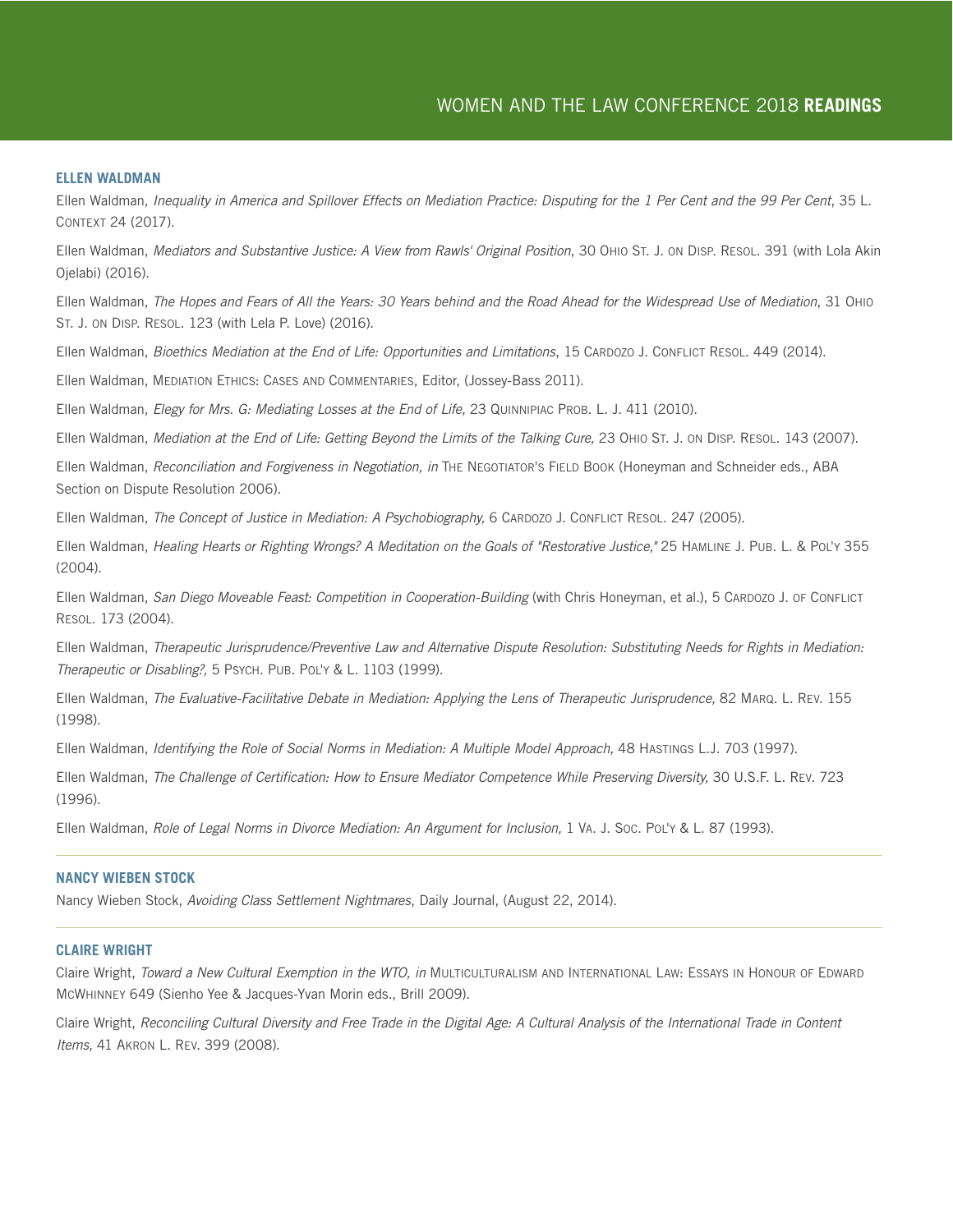## ELLEN WALDMAN

Ellen Waldman, *Inequality in America and Spillover Effects on Mediation Practice: Disputing for the 1 Per Cent and the 99 Per Cent*, 35 L. Context 24 (2017).

Ellen Waldman, *Mediators and Substantive Justice: A View from Rawls' Original Position*, 30 Ohio St. J. on Disp. Resol. 391 (with Lola Akin Ojelabi) (2016).

Ellen Waldman, *The Hopes and Fears of All the Years: 30 Years behind and the Road Ahead for the Widespread Use of Mediation*, 31 Ohio St. J. on Disp. Resol. 123 (with Lela P. Love) (2016).

Ellen Waldman, *Bioethics Mediation at the End of Life: Opportunities and Limitations*, 15 Cardozo J. Conflict Resol. 449 (2014).

Ellen Waldman, Mediation Ethics: Cases and Commentaries, Editor, (Jossey-Bass 2011).

Ellen Waldman, *Elegy for Mrs. G: Mediating Losses at the End of Life,* 23 Quinnipiac Prob. L. J. 411 (2010).

Ellen Waldman, *Mediation at the End of Life: Getting Beyond the Limits of the Talking Cure,* 23 Ohio St. J. on Disp. Resol. 143 (2007).

Ellen Waldman, *Reconciliation and Forgiveness in Negotiation, in* The Negotiator's Field Book (Honeyman and Schneider eds., ABA Section on Dispute Resolution 2006).

Ellen Waldman, *The Concept of Justice in Mediation: A Psychobiography,* 6 Cardozo J. Conflict Resol. 247 (2005).

Ellen Waldman, *Healing Hearts or Righting Wrongs? A Meditation on the Goals of "Restorative Justice,"* 25 Hamline J. Pub. L. & Pol'y 355 (2004).

Ellen Waldman, *San Diego Moveable Feast: Competition in Cooperation-Building* (with Chris Honeyman, et al.), 5 Cardozo J. of Conflict Resol. 173 (2004).

Ellen Waldman, *Therapeutic Jurisprudence/Preventive Law and Alternative Dispute Resolution: Substituting Needs for Rights in Mediation: Therapeutic or Disabling?,* 5 Psych. Pub. Pol'y & L. 1103 (1999).

Ellen Waldman, *The Evaluative-Facilitative Debate in Mediation: Applying the Lens of Therapeutic Jurisprudence,* 82 Marq. L. Rev. 155 (1998).

Ellen Waldman, *Identifying the Role of Social Norms in Mediation: A Multiple Model Approach,* 48 Hastings L.J. 703 (1997).

Ellen Waldman, *The Challenge of Certification: How to Ensure Mediator Competence While Preserving Diversity,* 30 U.S.F. L. Rev. 723 (1996).

Ellen Waldman, *Role of Legal Norms in Divorce Mediation: An Argument for Inclusion,* 1 Va. J. Soc. Pol'y & L. 87 (1993).

## NANCY WIEBEN STOCK

Nancy Wieben Stock, *Avoiding Class Settlement Nightmares*, Daily Journal, (August 22, 2014).

## CLAIRE WRIGHT

Claire Wright, *Toward a New Cultural Exemption in the WTO, in* Multiculturalism and International Law: Essays in Honour of Edward McWhinney 649 (Sienho Yee & Jacques-Yvan Morin eds., Brill 2009).

Claire Wright, *Reconciling Cultural Diversity and Free Trade in the Digital Age: A Cultural Analysis of the International Trade in Content Items,* 41 Akron L. Rev. 399 (2008).